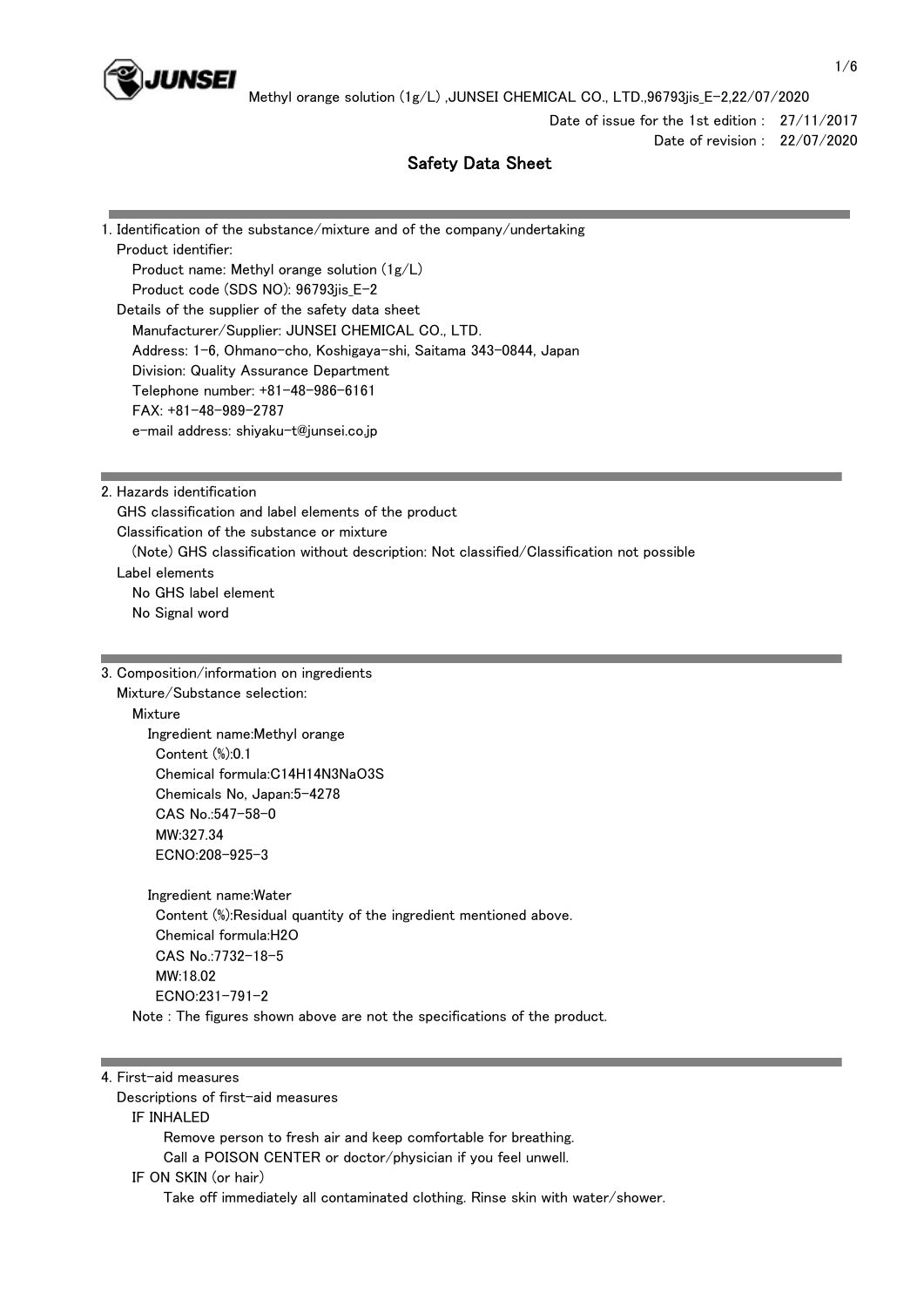Date of issue for the 1st edition : 27/11/2017
Date of revision : 22/07/2020

# Safety Data Sheet

## 1. Identification of the substance/mixture and of the company/undertaking

Product identifier:

Product name: Methyl orange solution (1g/L)

Product code (SDS NO): 96793jis_E-2

Details of the supplier of the safety data sheet

Manufacturer/Supplier: JUNSEI CHEMICAL CO., LTD.

Address: 1-6, Ohmano-cho, Koshigaya-shi, Saitama 343-0844, Japan

Division: Quality Assurance Department

Telephone number: +81-48-986-6161

FAX: +81-48-989-2787

e-mail address: shiyaku-t@junsei.co.jp

## 2. Hazards identification

GHS classification and label elements of the product

Classification of the substance or mixture

(Note) GHS classification without description: Not classified/Classification not possible

Label elements

No GHS label element

No Signal word

## 3. Composition/information on ingredients

Mixture/Substance selection:

Mixture

Ingredient name:Methyl orange

Content (%):0.1

Chemical formula:$C_{14}H_{14}N_3NaO_3S$

Chemicals No, Japan:5-4278

CAS No.:547-58-0

MW:327.34

ECNO:208-925-3

Ingredient name:Water

Content (%):Residual quantity of the ingredient mentioned above.

Chemical formula:$H_2O$

CAS No.:7732-18-5

MW:18.02

ECNO:231-791-2

Note : The figures shown above are not the specifications of the product.

## 4. First-aid measures

Descriptions of first-aid measures

IF INHALED

Remove person to fresh air and keep comfortable for breathing.

Call a POISON CENTER or doctor/physician if you feel unwell.

IF ON SKIN (or hair)

Take off immediately all contaminated clothing. Rinse skin with water/shower.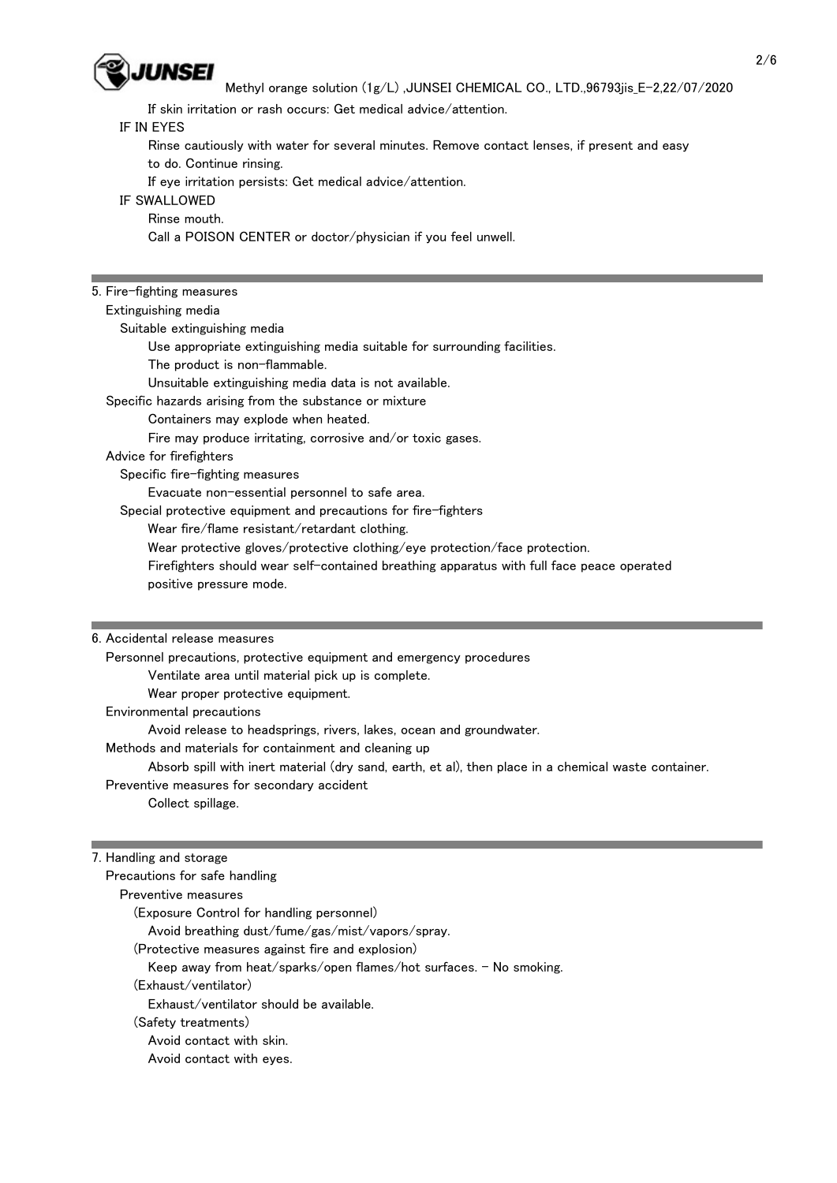If skin irritation or rash occurs: Get medical advice/attention.

IF IN EYES

Rinse cautiously with water for several minutes. Remove contact lenses, if present and easy to do. Continue rinsing.

If eye irritation persists: Get medical advice/attention.

IF SWALLOWED

Rinse mouth.

Call a POISON CENTER or doctor/physician if you feel unwell.

## 5. Fire-fighting measures

Extinguishing media

Suitable extinguishing media

Use appropriate extinguishing media suitable for surrounding facilities.

The product is non-flammable.

Unsuitable extinguishing media data is not available.

Specific hazards arising from the substance or mixture

Containers may explode when heated.

Fire may produce irritating, corrosive and/or toxic gases.

Advice for firefighters

Specific fire-fighting measures

Evacuate non-essential personnel to safe area.

Special protective equipment and precautions for fire-fighters

Wear fire/flame resistant/retardant clothing.

Wear protective gloves/protective clothing/eye protection/face protection.

Firefighters should wear self-contained breathing apparatus with full face peace operated positive pressure mode.

## 6. Accidental release measures

Personnel precautions, protective equipment and emergency procedures

Ventilate area until material pick up is complete.

Wear proper protective equipment.

Environmental precautions

Avoid release to headsprings, rivers, lakes, ocean and groundwater.

Methods and materials for containment and cleaning up

Absorb spill with inert material (dry sand, earth, et al), then place in a chemical waste container.

Preventive measures for secondary accident

Collect spillage.

## 7. Handling and storage

Precautions for safe handling

Preventive measures

(Exposure Control for handling personnel)

Avoid breathing dust/fume/gas/mist/vapors/spray.

(Protective measures against fire and explosion)

Keep away from heat/sparks/open flames/hot surfaces. - No smoking.

(Exhaust/ventilator)

Exhaust/ventilator should be available.

(Safety treatments)

Avoid contact with skin.

Avoid contact with eyes.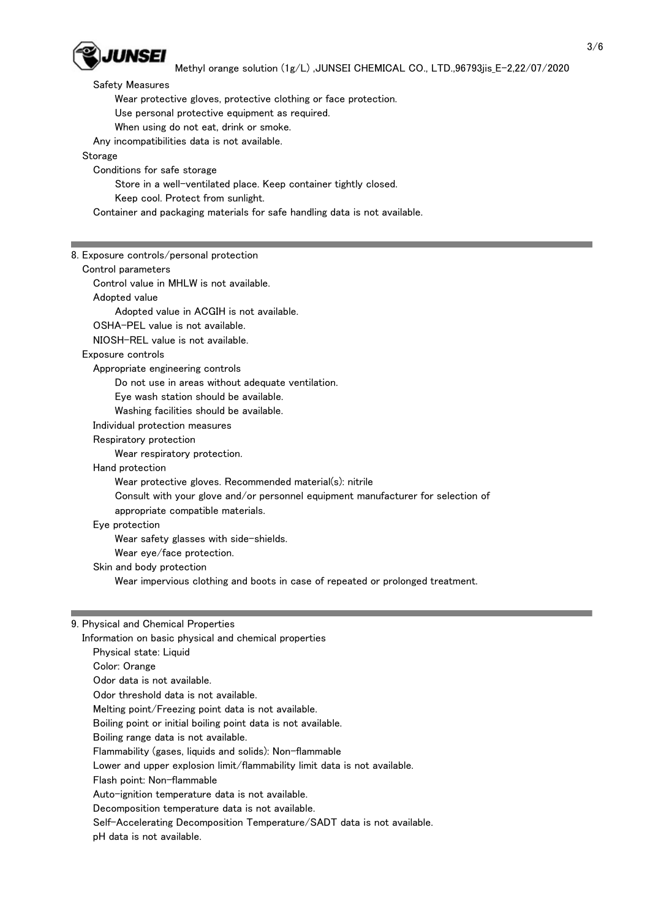Safety Measures

Wear protective gloves, protective clothing or face protection.
Use personal protective equipment as required.
When using do not eat, drink or smoke.

Any incompatibilities data is not available.

Storage

Conditions for safe storage

Store in a well-ventilated place. Keep container tightly closed.
Keep cool. Protect from sunlight.

Container and packaging materials for safe handling data is not available.

## 8. Exposure controls/personal protection

Control parameters

Control value in MHLW is not available.

Adopted value

Adopted value in ACGIH is not available.

OSHA-PEL value is not available.

NIOSH-REL value is not available.

Exposure controls

Appropriate engineering controls

Do not use in areas without adequate ventilation.
Eye wash station should be available.
Washing facilities should be available.

Individual protection measures

Respiratory protection

Wear respiratory protection.

Hand protection

Wear protective gloves. Recommended material(s): nitrile
Consult with your glove and/or personnel equipment manufacturer for selection of appropriate compatible materials.

Eye protection

Wear safety glasses with side-shields.
Wear eye/face protection.

Skin and body protection

Wear impervious clothing and boots in case of repeated or prolonged treatment.

## 9. Physical and Chemical Properties

Information on basic physical and chemical properties

Physical state: Liquid
Color: Orange
Odor data is not available.
Odor threshold data is not available.
Melting point/Freezing point data is not available.
Boiling point or initial boiling point data is not available.
Boiling range data is not available.
Flammability (gases, liquids and solids): Non-flammable
Lower and upper explosion limit/flammability limit data is not available.
Flash point: Non-flammable
Auto-ignition temperature data is not available.
Decomposition temperature data is not available.
Self-Accelerating Decomposition Temperature/SADT data is not available.
pH data is not available.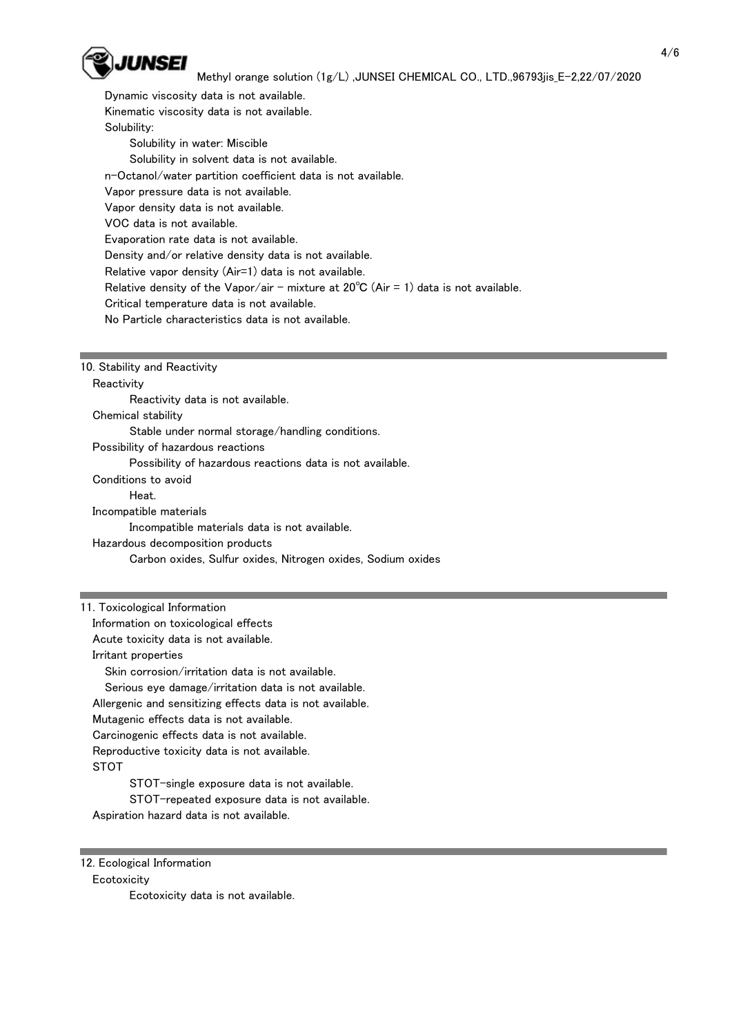Dynamic viscosity data is not available.

Kinematic viscosity data is not available.

Solubility:

- Solubility in water: Miscible
- Solubility in solvent data is not available.

n-Octanol/water partition coefficient data is not available.

Vapor pressure data is not available.

Vapor density data is not available.

VOC data is not available.

Evaporation rate data is not available.

Density and/or relative density data is not available.

Relative vapor density (Air=1) data is not available.

Relative density of the Vapor/air - mixture at 20℃ (Air = 1) data is not available.

Critical temperature data is not available.

No Particle characteristics data is not available.

## 10. Stability and Reactivity

**Reactivity**

Reactivity data is not available.

**Chemical stability**

Stable under normal storage/handling conditions.

**Possibility of hazardous reactions**

Possibility of hazardous reactions data is not available.

**Conditions to avoid**

Heat.

**Incompatible materials**

Incompatible materials data is not available.

**Hazardous decomposition products**

Carbon oxides, Sulfur oxides, Nitrogen oxides, Sodium oxides

## 11. Toxicological Information

Information on toxicological effects

Acute toxicity data is not available.

Irritant properties

- Skin corrosion/irritation data is not available.
- Serious eye damage/irritation data is not available.

Allergenic and sensitizing effects data is not available.

Mutagenic effects data is not available.

Carcinogenic effects data is not available.

Reproductive toxicity data is not available.

STOT

- STOT-single exposure data is not available.
- STOT-repeated exposure data is not available.

Aspiration hazard data is not available.

## 12. Ecological Information

**Ecotoxicity**

Ecotoxicity data is not available.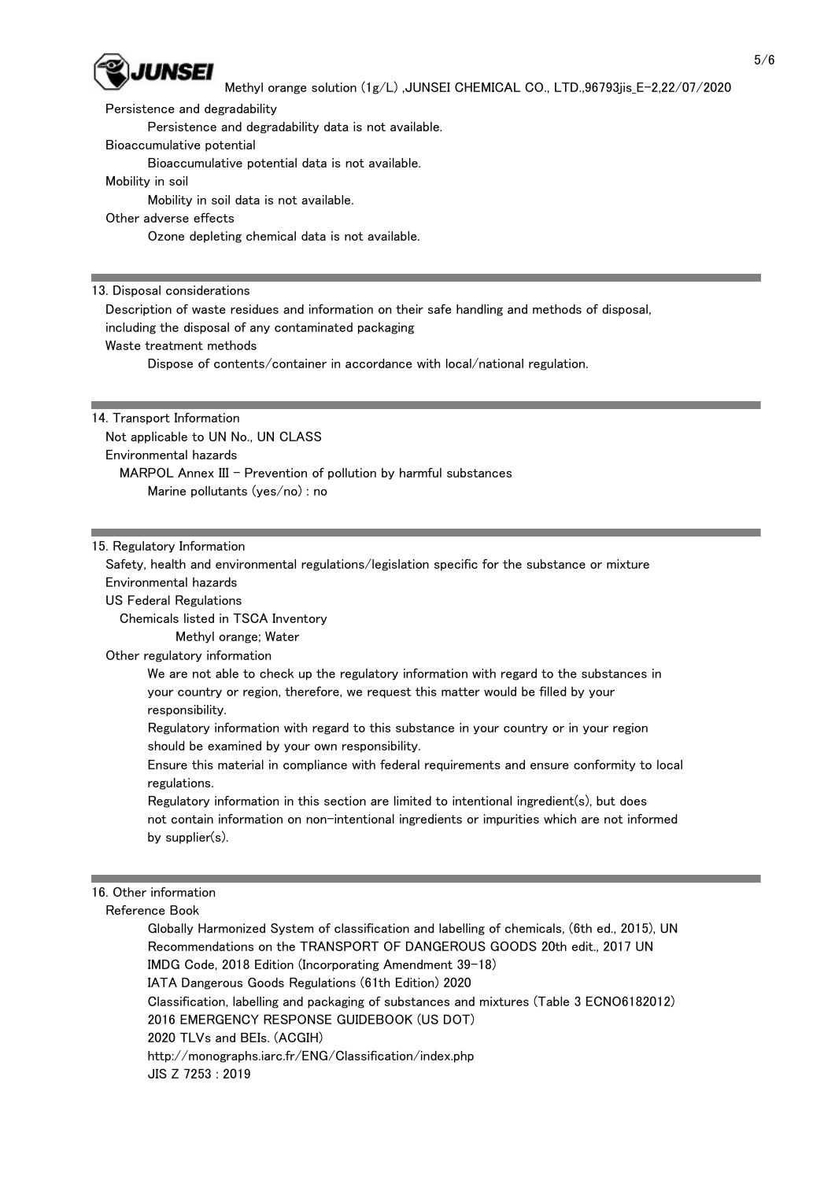Persistence and degradability

Persistence and degradability data is not available.

Bioaccumulative potential

Bioaccumulative potential data is not available.

Mobility in soil

Mobility in soil data is not available.

Other adverse effects

Ozone depleting chemical data is not available.

## 13. Disposal considerations

Description of waste residues and information on their safe handling and methods of disposal, including the disposal of any contaminated packaging

Waste treatment methods

Dispose of contents/container in accordance with local/national regulation.

## 14. Transport Information

Not applicable to UN No., UN CLASS

Environmental hazards

MARPOL Annex III - Prevention of pollution by harmful substances

Marine pollutants (yes/no) : no

## 15. Regulatory Information

Safety, health and environmental regulations/legislation specific for the substance or mixture

Environmental hazards

US Federal Regulations

Chemicals listed in TSCA Inventory

Methyl orange; Water

Other regulatory information

We are not able to check up the regulatory information with regard to the substances in your country or region, therefore, we request this matter would be filled by your responsibility.

Regulatory information with regard to this substance in your country or in your region should be examined by your own responsibility.

Ensure this material in compliance with federal requirements and ensure conformity to local regulations.

Regulatory information in this section are limited to intentional ingredient(s), but does not contain information on non-intentional ingredients or impurities which are not informed by supplier(s).

## 16. Other information

Reference Book

Globally Harmonized System of classification and labelling of chemicals, (6th ed., 2015), UN

Recommendations on the TRANSPORT OF DANGEROUS GOODS 20th edit., 2017 UN

IMDG Code, 2018 Edition (Incorporating Amendment 39-18)

IATA Dangerous Goods Regulations (61th Edition) 2020

Classification, labelling and packaging of substances and mixtures (Table 3 ECNO6182012)

2016 EMERGENCY RESPONSE GUIDEBOOK (US DOT)

2020 TLVs and BEIs. (ACGIH)

http://monographs.iarc.fr/ENG/Classification/index.php

JIS Z 7253 : 2019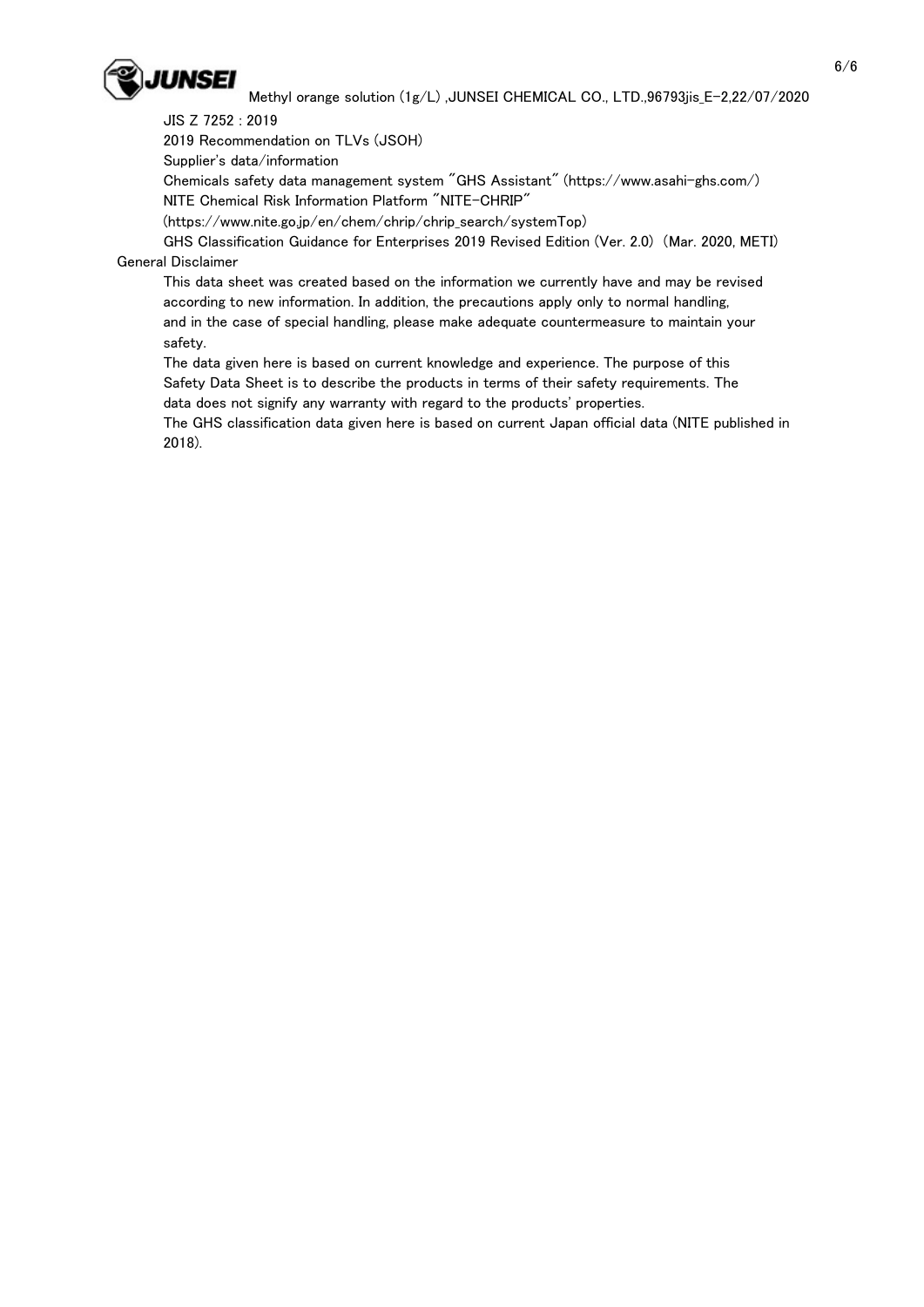JIS Z 7252 : 2019

2019 Recommendation on TLVs (JSOH)

Supplier's data/information

Chemicals safety data management system "GHS Assistant" (https://www.asahi-ghs.com/)

NITE Chemical Risk Information Platform "NITE-CHRIP"

(https://www.nite.go.jp/en/chem/chrip/chrip_search/systemTop)

GHS Classification Guidance for Enterprises 2019 Revised Edition (Ver. 2.0) (Mar. 2020, METI)

General Disclaimer

This data sheet was created based on the information we currently have and may be revised according to new information. In addition, the precautions apply only to normal handling, and in the case of special handling, please make adequate countermeasure to maintain your safety.

The data given here is based on current knowledge and experience. The purpose of this Safety Data Sheet is to describe the products in terms of their safety requirements. The data does not signify any warranty with regard to the products' properties.

The GHS classification data given here is based on current Japan official data (NITE published in 2018).